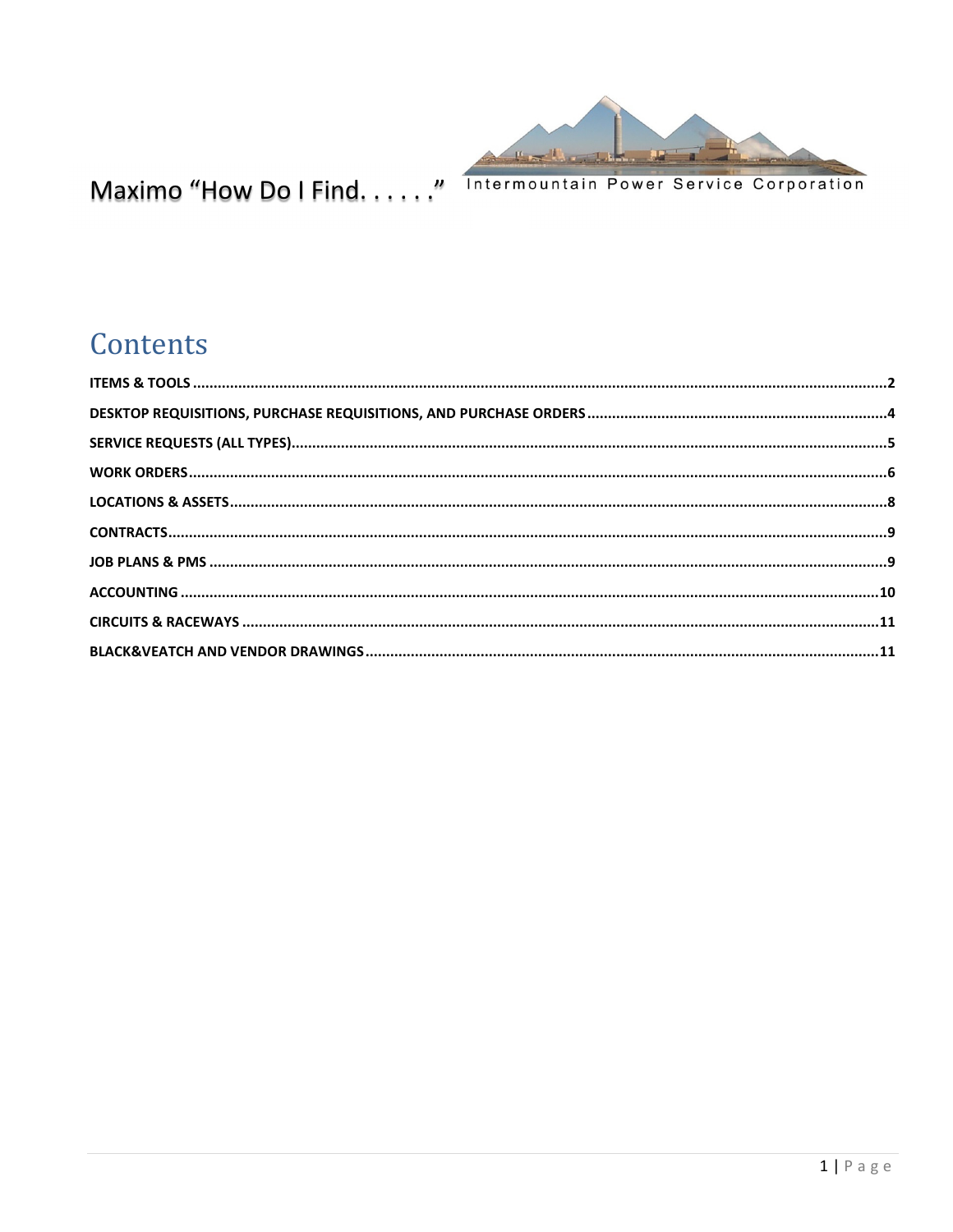# Maximo "How Do I Find. . . . . ."

Intermountain Power Service Corporation

## Contents

- ITEMS & TOOLS ..... 2
- DESKTOP REQUISITIONS, PURCHASE REQUISITIONS, AND PURCHASE ORDERS ..... 4
- SERVICE REQUESTS (ALL TYPES) ..... 5
- WORK ORDERS ..... 6
- LOCATIONS & ASSETS ..... 8
- CONTRACTS ..... 9
- JOB PLANS & PMS ..... 9
- ACCOUNTING ..... 10
- CIRCUITS & RACEWAYS ..... 11
- BLACK&VEATCH AND VENDOR DRAWINGS ..... 11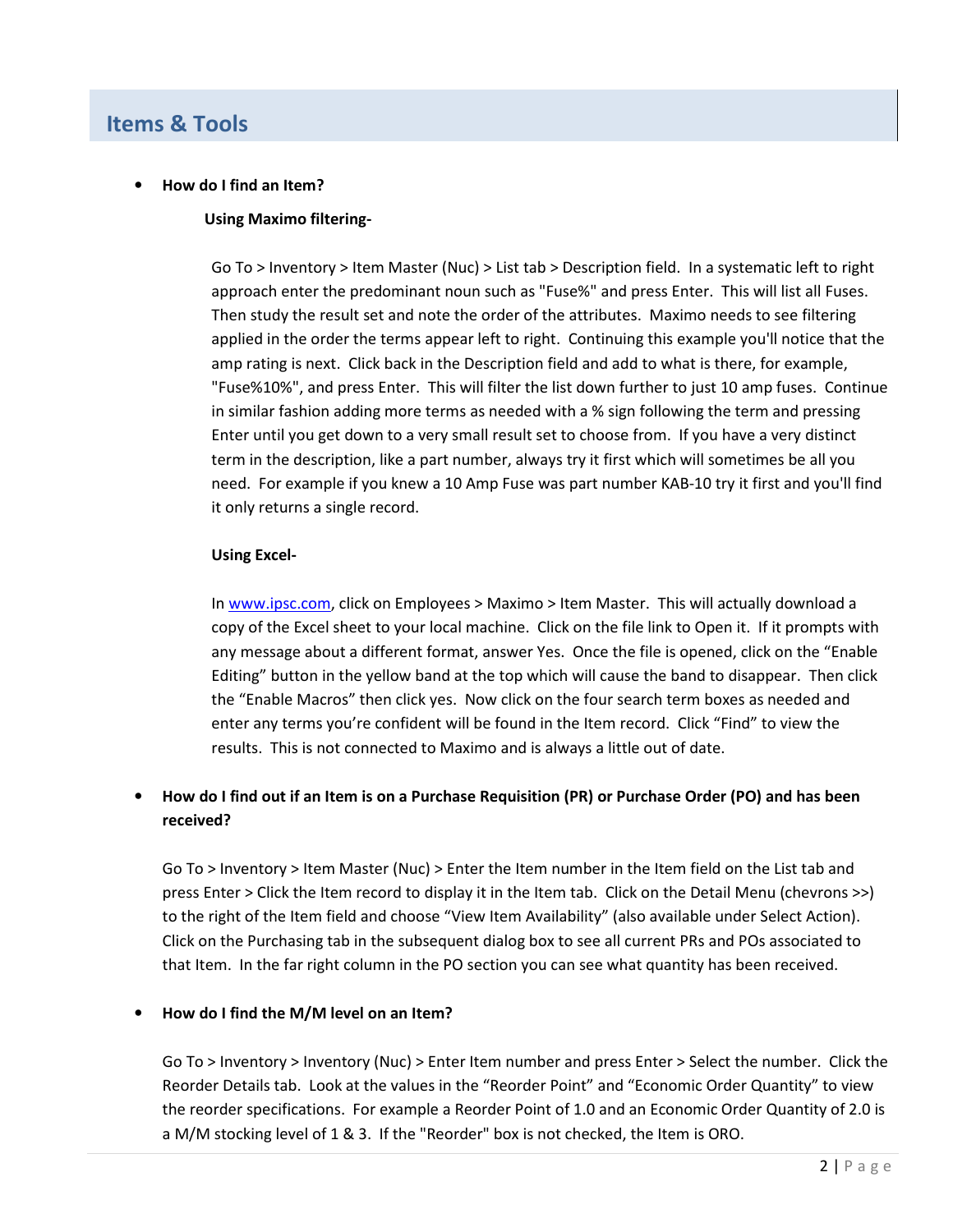## Items & Tools

- **How do I find an Item?**

  **Using Maximo filtering-**

  Go To > Inventory > Item Master (Nuc) > List tab > Description field. In a systematic left to right approach enter the predominant noun such as "Fuse%" and press Enter. This will list all Fuses. Then study the result set and note the order of the attributes. Maximo needs to see filtering applied in the order the terms appear left to right. Continuing this example you'll notice that the amp rating is next. Click back in the Description field and add to what is there, for example, "Fuse%10%", and press Enter. This will filter the list down further to just 10 amp fuses. Continue in similar fashion adding more terms as needed with a % sign following the term and pressing Enter until you get down to a very small result set to choose from. If you have a very distinct term in the description, like a part number, always try it first which will sometimes be all you need. For example if you knew a 10 Amp Fuse was part number KAB-10 try it first and you'll find it only returns a single record.

  **Using Excel-**

  In [www.ipsc.com](http://www.ipsc.com), click on Employees > Maximo > Item Master. This will actually download a copy of the Excel sheet to your local machine. Click on the file link to Open it. If it prompts with any message about a different format, answer Yes. Once the file is opened, click on the "Enable Editing" button in the yellow band at the top which will cause the band to disappear. Then click the "Enable Macros" then click yes. Now click on the four search term boxes as needed and enter any terms you're confident will be found in the Item record. Click "Find" to view the results. This is not connected to Maximo and is always a little out of date.

- **How do I find out if an Item is on a Purchase Requisition (PR) or Purchase Order (PO) and has been received?**

  Go To > Inventory > Item Master (Nuc) > Enter the Item number in the Item field on the List tab and press Enter > Click the Item record to display it in the Item tab. Click on the Detail Menu (chevrons >>) to the right of the Item field and choose "View Item Availability" (also available under Select Action). Click on the Purchasing tab in the subsequent dialog box to see all current PRs and POs associated to that Item. In the far right column in the PO section you can see what quantity has been received.

- **How do I find the M/M level on an Item?**

  Go To > Inventory > Inventory (Nuc) > Enter Item number and press Enter > Select the number. Click the Reorder Details tab. Look at the values in the "Reorder Point" and "Economic Order Quantity" to view the reorder specifications. For example a Reorder Point of 1.0 and an Economic Order Quantity of 2.0 is a M/M stocking level of 1 & 3. If the "Reorder" box is not checked, the Item is ORO.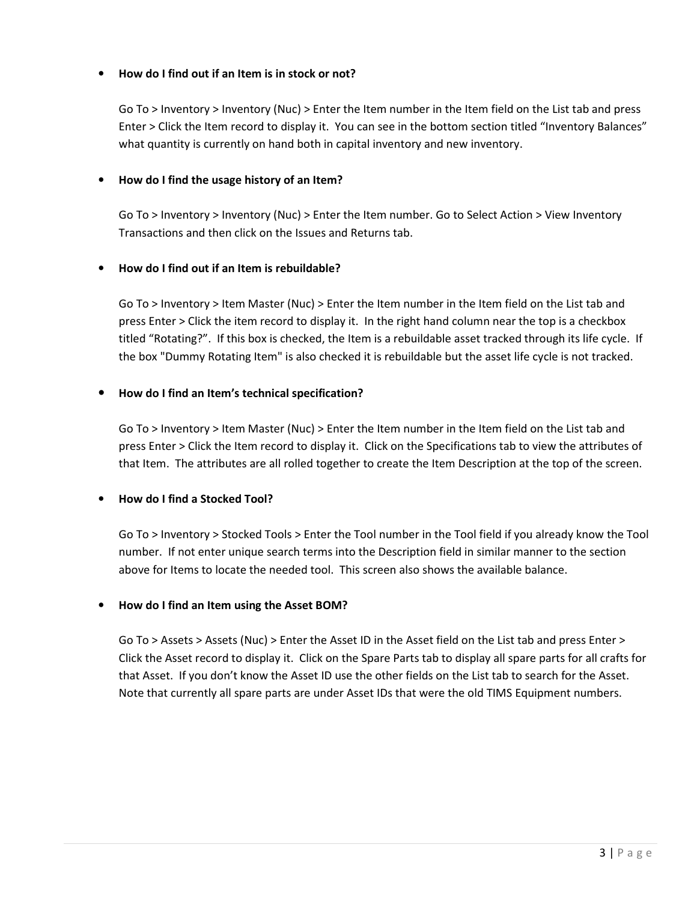- **How do I find out if an Item is in stock or not?**

  Go To > Inventory > Inventory (Nuc) > Enter the Item number in the Item field on the List tab and press Enter > Click the Item record to display it. You can see in the bottom section titled "Inventory Balances" what quantity is currently on hand both in capital inventory and new inventory.

- **How do I find the usage history of an Item?**

  Go To > Inventory > Inventory (Nuc) > Enter the Item number. Go to Select Action > View Inventory Transactions and then click on the Issues and Returns tab.

- **How do I find out if an Item is rebuildable?**

  Go To > Inventory > Item Master (Nuc) > Enter the Item number in the Item field on the List tab and press Enter > Click the item record to display it. In the right hand column near the top is a checkbox titled "Rotating?". If this box is checked, the Item is a rebuildable asset tracked through its life cycle. If the box "Dummy Rotating Item" is also checked it is rebuildable but the asset life cycle is not tracked.

- **How do I find an Item's technical specification?**

  Go To > Inventory > Item Master (Nuc) > Enter the Item number in the Item field on the List tab and press Enter > Click the Item record to display it. Click on the Specifications tab to view the attributes of that Item. The attributes are all rolled together to create the Item Description at the top of the screen.

- **How do I find a Stocked Tool?**

  Go To > Inventory > Stocked Tools > Enter the Tool number in the Tool field if you already know the Tool number. If not enter unique search terms into the Description field in similar manner to the section above for Items to locate the needed tool. This screen also shows the available balance.

- **How do I find an Item using the Asset BOM?**

  Go To > Assets > Assets (Nuc) > Enter the Asset ID in the Asset field on the List tab and press Enter > Click the Asset record to display it. Click on the Spare Parts tab to display all spare parts for all crafts for that Asset. If you don't know the Asset ID use the other fields on the List tab to search for the Asset. Note that currently all spare parts are under Asset IDs that were the old TIMS Equipment numbers.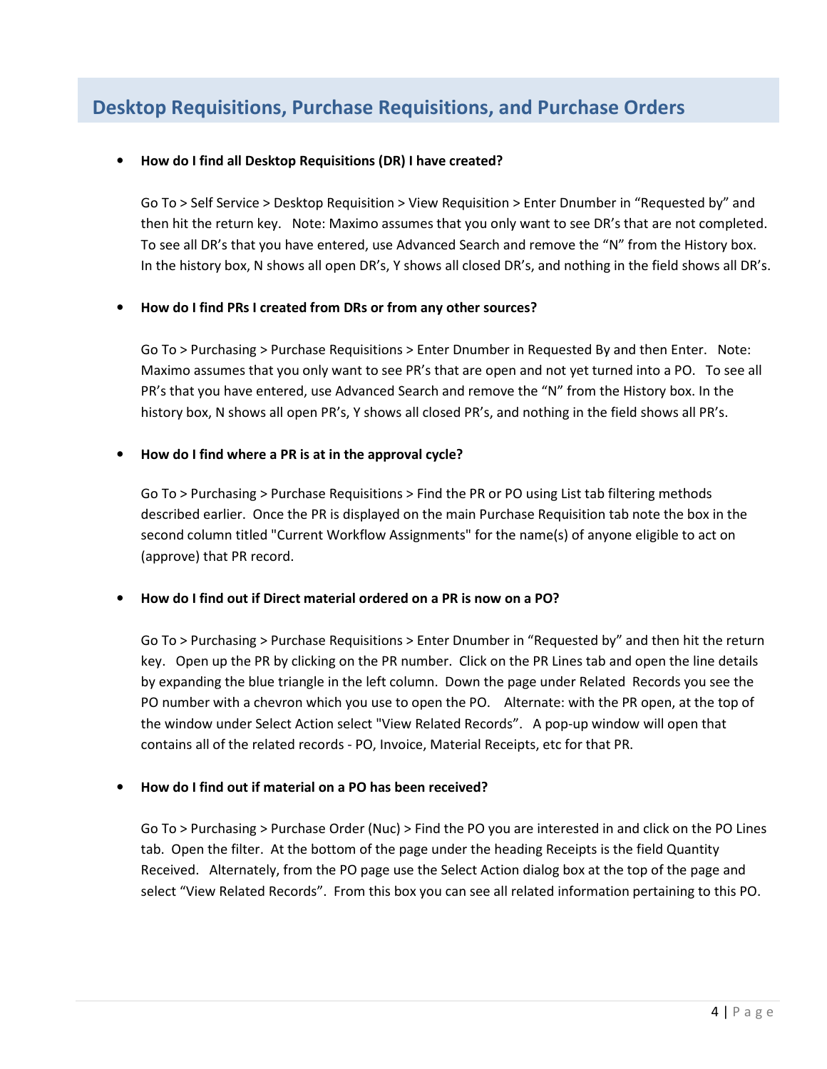## Desktop Requisitions, Purchase Requisitions, and Purchase Orders

- **How do I find all Desktop Requisitions (DR) I have created?**

  Go To > Self Service > Desktop Requisition > View Requisition > Enter Dnumber in "Requested by" and then hit the return key. Note: Maximo assumes that you only want to see DR's that are not completed. To see all DR's that you have entered, use Advanced Search and remove the "N" from the History box. In the history box, N shows all open DR's, Y shows all closed DR's, and nothing in the field shows all DR's.

- **How do I find PRs I created from DRs or from any other sources?**

  Go To > Purchasing > Purchase Requisitions > Enter Dnumber in Requested By and then Enter. Note: Maximo assumes that you only want to see PR's that are open and not yet turned into a PO. To see all PR's that you have entered, use Advanced Search and remove the "N" from the History box. In the history box, N shows all open PR's, Y shows all closed PR's, and nothing in the field shows all PR's.

- **How do I find where a PR is at in the approval cycle?**

  Go To > Purchasing > Purchase Requisitions > Find the PR or PO using List tab filtering methods described earlier. Once the PR is displayed on the main Purchase Requisition tab note the box in the second column titled "Current Workflow Assignments" for the name(s) of anyone eligible to act on (approve) that PR record.

- **How do I find out if Direct material ordered on a PR is now on a PO?**

  Go To > Purchasing > Purchase Requisitions > Enter Dnumber in "Requested by" and then hit the return key. Open up the PR by clicking on the PR number. Click on the PR Lines tab and open the line details by expanding the blue triangle in the left column. Down the page under Related Records you see the PO number with a chevron which you use to open the PO. Alternate: with the PR open, at the top of the window under Select Action select "View Related Records". A pop-up window will open that contains all of the related records - PO, Invoice, Material Receipts, etc for that PR.

- **How do I find out if material on a PO has been received?**

  Go To > Purchasing > Purchase Order (Nuc) > Find the PO you are interested in and click on the PO Lines tab. Open the filter. At the bottom of the page under the heading Receipts is the field Quantity Received. Alternately, from the PO page use the Select Action dialog box at the top of the page and select "View Related Records". From this box you can see all related information pertaining to this PO.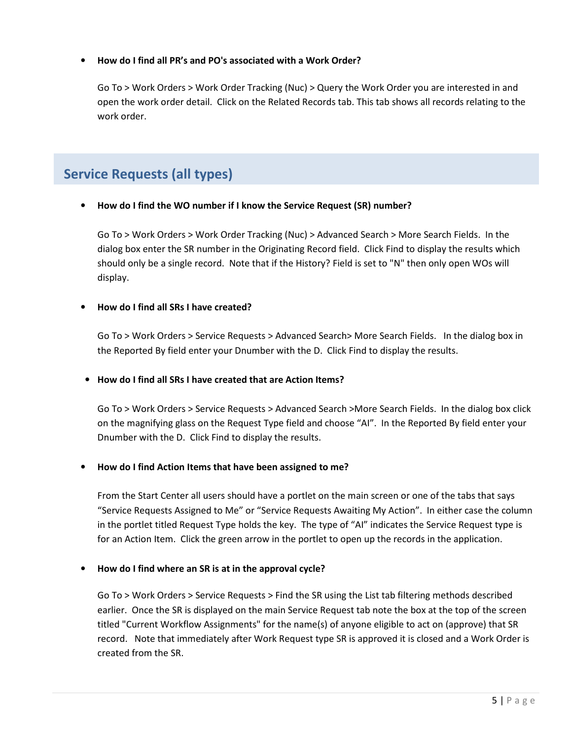- **How do I find all PR's and PO's associated with a Work Order?**

  Go To > Work Orders > Work Order Tracking (Nuc) > Query the Work Order you are interested in and open the work order detail. Click on the Related Records tab. This tab shows all records relating to the work order.

## Service Requests (all types)

- **How do I find the WO number if I know the Service Request (SR) number?**

  Go To > Work Orders > Work Order Tracking (Nuc) > Advanced Search > More Search Fields. In the dialog box enter the SR number in the Originating Record field. Click Find to display the results which should only be a single record. Note that if the History? Field is set to "N" then only open WOs will display.

- **How do I find all SRs I have created?**

  Go To > Work Orders > Service Requests > Advanced Search> More Search Fields. In the dialog box in the Reported By field enter your Dnumber with the D. Click Find to display the results.

- **How do I find all SRs I have created that are Action Items?**

  Go To > Work Orders > Service Requests > Advanced Search >More Search Fields. In the dialog box click on the magnifying glass on the Request Type field and choose "AI". In the Reported By field enter your Dnumber with the D. Click Find to display the results.

- **How do I find Action Items that have been assigned to me?**

  From the Start Center all users should have a portlet on the main screen or one of the tabs that says "Service Requests Assigned to Me" or "Service Requests Awaiting My Action". In either case the column in the portlet titled Request Type holds the key. The type of "AI" indicates the Service Request type is for an Action Item. Click the green arrow in the portlet to open up the records in the application.

- **How do I find where an SR is at in the approval cycle?**

  Go To > Work Orders > Service Requests > Find the SR using the List tab filtering methods described earlier. Once the SR is displayed on the main Service Request tab note the box at the top of the screen titled "Current Workflow Assignments" for the name(s) of anyone eligible to act on (approve) that SR record. Note that immediately after Work Request type SR is approved it is closed and a Work Order is created from the SR.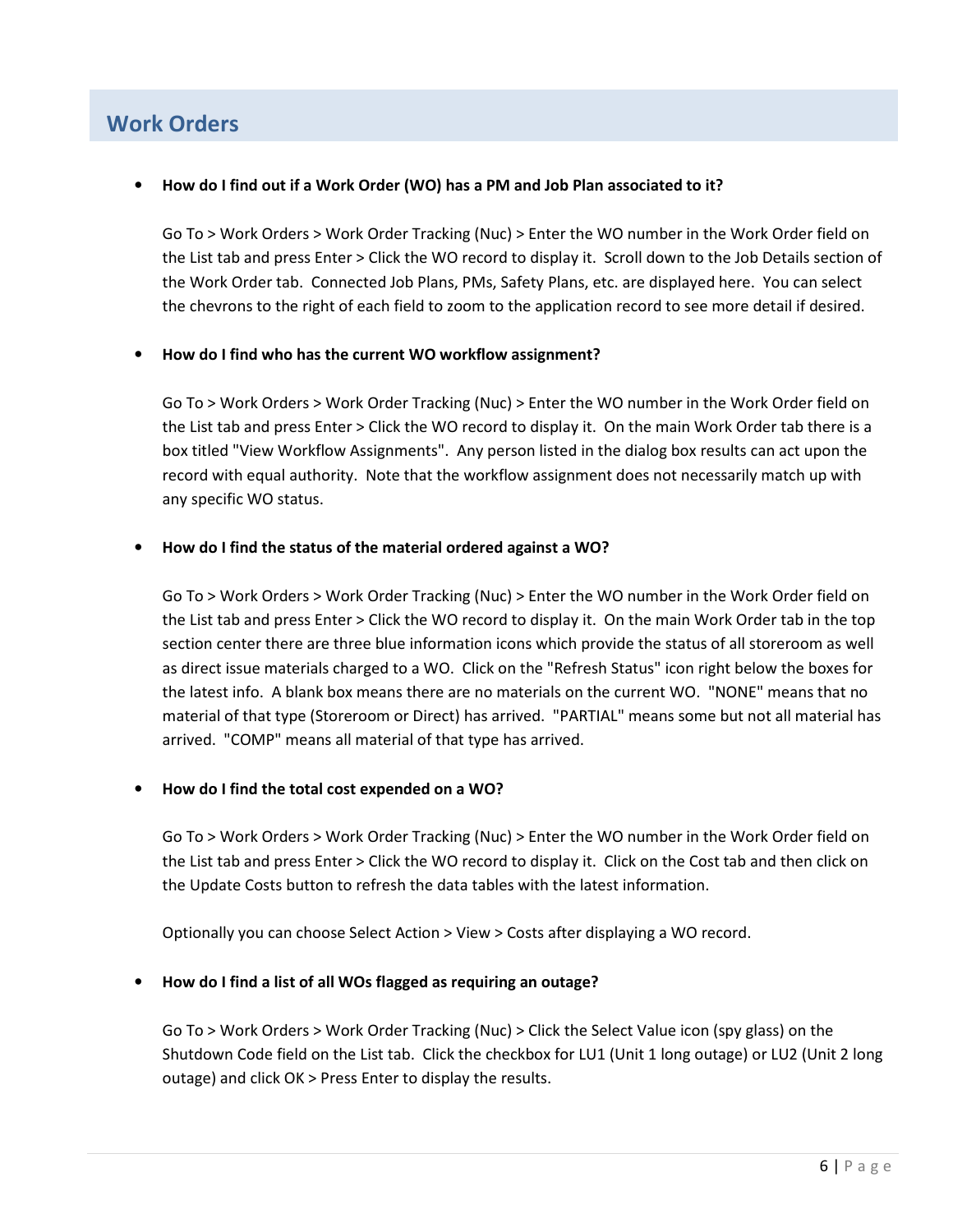## Work Orders

- **How do I find out if a Work Order (WO) has a PM and Job Plan associated to it?**

  Go To > Work Orders > Work Order Tracking (Nuc) > Enter the WO number in the Work Order field on the List tab and press Enter > Click the WO record to display it. Scroll down to the Job Details section of the Work Order tab. Connected Job Plans, PMs, Safety Plans, etc. are displayed here. You can select the chevrons to the right of each field to zoom to the application record to see more detail if desired.

- **How do I find who has the current WO workflow assignment?**

  Go To > Work Orders > Work Order Tracking (Nuc) > Enter the WO number in the Work Order field on the List tab and press Enter > Click the WO record to display it. On the main Work Order tab there is a box titled "View Workflow Assignments". Any person listed in the dialog box results can act upon the record with equal authority. Note that the workflow assignment does not necessarily match up with any specific WO status.

- **How do I find the status of the material ordered against a WO?**

  Go To > Work Orders > Work Order Tracking (Nuc) > Enter the WO number in the Work Order field on the List tab and press Enter > Click the WO record to display it. On the main Work Order tab in the top section center there are three blue information icons which provide the status of all storeroom as well as direct issue materials charged to a WO. Click on the "Refresh Status" icon right below the boxes for the latest info. A blank box means there are no materials on the current WO. "NONE" means that no material of that type (Storeroom or Direct) has arrived. "PARTIAL" means some but not all material has arrived. "COMP" means all material of that type has arrived.

- **How do I find the total cost expended on a WO?**

  Go To > Work Orders > Work Order Tracking (Nuc) > Enter the WO number in the Work Order field on the List tab and press Enter > Click the WO record to display it. Click on the Cost tab and then click on the Update Costs button to refresh the data tables with the latest information.

  Optionally you can choose Select Action > View > Costs after displaying a WO record.

- **How do I find a list of all WOs flagged as requiring an outage?**

  Go To > Work Orders > Work Order Tracking (Nuc) > Click the Select Value icon (spy glass) on the Shutdown Code field on the List tab. Click the checkbox for LU1 (Unit 1 long outage) or LU2 (Unit 2 long outage) and click OK > Press Enter to display the results.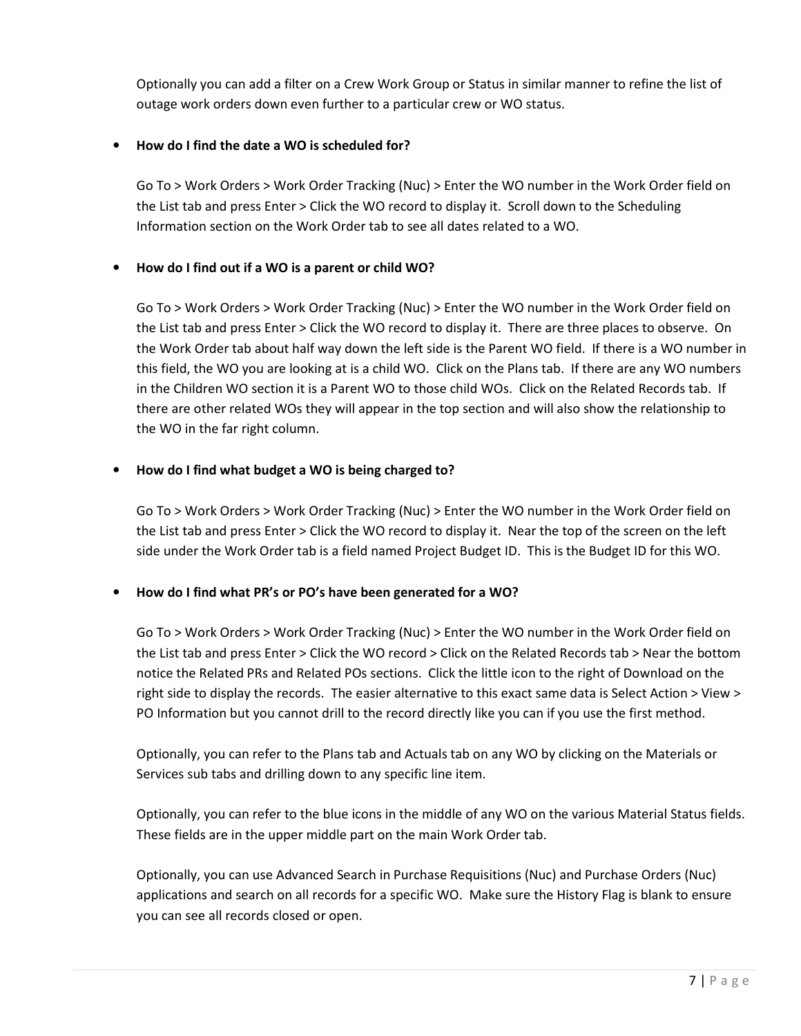Optionally you can add a filter on a Crew Work Group or Status in similar manner to refine the list of outage work orders down even further to a particular crew or WO status.

- **How do I find the date a WO is scheduled for?**

  Go To > Work Orders > Work Order Tracking (Nuc) > Enter the WO number in the Work Order field on the List tab and press Enter > Click the WO record to display it. Scroll down to the Scheduling Information section on the Work Order tab to see all dates related to a WO.

- **How do I find out if a WO is a parent or child WO?**

  Go To > Work Orders > Work Order Tracking (Nuc) > Enter the WO number in the Work Order field on the List tab and press Enter > Click the WO record to display it. There are three places to observe. On the Work Order tab about half way down the left side is the Parent WO field. If there is a WO number in this field, the WO you are looking at is a child WO. Click on the Plans tab. If there are any WO numbers in the Children WO section it is a Parent WO to those child WOs. Click on the Related Records tab. If there are other related WOs they will appear in the top section and will also show the relationship to the WO in the far right column.

- **How do I find what budget a WO is being charged to?**

  Go To > Work Orders > Work Order Tracking (Nuc) > Enter the WO number in the Work Order field on the List tab and press Enter > Click the WO record to display it. Near the top of the screen on the left side under the Work Order tab is a field named Project Budget ID. This is the Budget ID for this WO.

- **How do I find what PR's or PO's have been generated for a WO?**

  Go To > Work Orders > Work Order Tracking (Nuc) > Enter the WO number in the Work Order field on the List tab and press Enter > Click the WO record > Click on the Related Records tab > Near the bottom notice the Related PRs and Related POs sections. Click the little icon to the right of Download on the right side to display the records. The easier alternative to this exact same data is Select Action > View > PO Information but you cannot drill to the record directly like you can if you use the first method.

  Optionally, you can refer to the Plans tab and Actuals tab on any WO by clicking on the Materials or Services sub tabs and drilling down to any specific line item.

  Optionally, you can refer to the blue icons in the middle of any WO on the various Material Status fields. These fields are in the upper middle part on the main Work Order tab.

  Optionally, you can use Advanced Search in Purchase Requisitions (Nuc) and Purchase Orders (Nuc) applications and search on all records for a specific WO. Make sure the History Flag is blank to ensure you can see all records closed or open.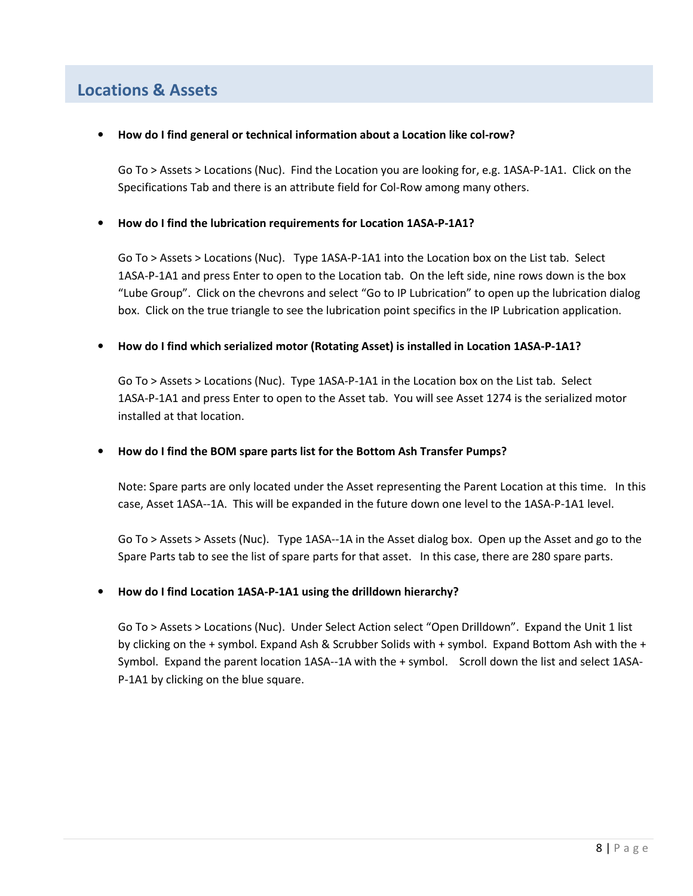## Locations & Assets

- **How do I find general or technical information about a Location like col-row?**

  Go To > Assets > Locations (Nuc). Find the Location you are looking for, e.g. 1ASA-P-1A1. Click on the Specifications Tab and there is an attribute field for Col-Row among many others.

- **How do I find the lubrication requirements for Location 1ASA-P-1A1?**

  Go To > Assets > Locations (Nuc). Type 1ASA-P-1A1 into the Location box on the List tab. Select 1ASA-P-1A1 and press Enter to open to the Location tab. On the left side, nine rows down is the box "Lube Group". Click on the chevrons and select "Go to IP Lubrication" to open up the lubrication dialog box. Click on the true triangle to see the lubrication point specifics in the IP Lubrication application.

- **How do I find which serialized motor (Rotating Asset) is installed in Location 1ASA-P-1A1?**

  Go To > Assets > Locations (Nuc). Type 1ASA-P-1A1 in the Location box on the List tab. Select 1ASA-P-1A1 and press Enter to open to the Asset tab. You will see Asset 1274 is the serialized motor installed at that location.

- **How do I find the BOM spare parts list for the Bottom Ash Transfer Pumps?**

  Note: Spare parts are only located under the Asset representing the Parent Location at this time. In this case, Asset 1ASA--1A. This will be expanded in the future down one level to the 1ASA-P-1A1 level.

  Go To > Assets > Assets (Nuc). Type 1ASA--1A in the Asset dialog box. Open up the Asset and go to the Spare Parts tab to see the list of spare parts for that asset. In this case, there are 280 spare parts.

- **How do I find Location 1ASA-P-1A1 using the drilldown hierarchy?**

  Go To > Assets > Locations (Nuc). Under Select Action select "Open Drilldown". Expand the Unit 1 list by clicking on the + symbol. Expand Ash & Scrubber Solids with + symbol. Expand Bottom Ash with the + Symbol. Expand the parent location 1ASA--1A with the + symbol. Scroll down the list and select 1ASA-P-1A1 by clicking on the blue square.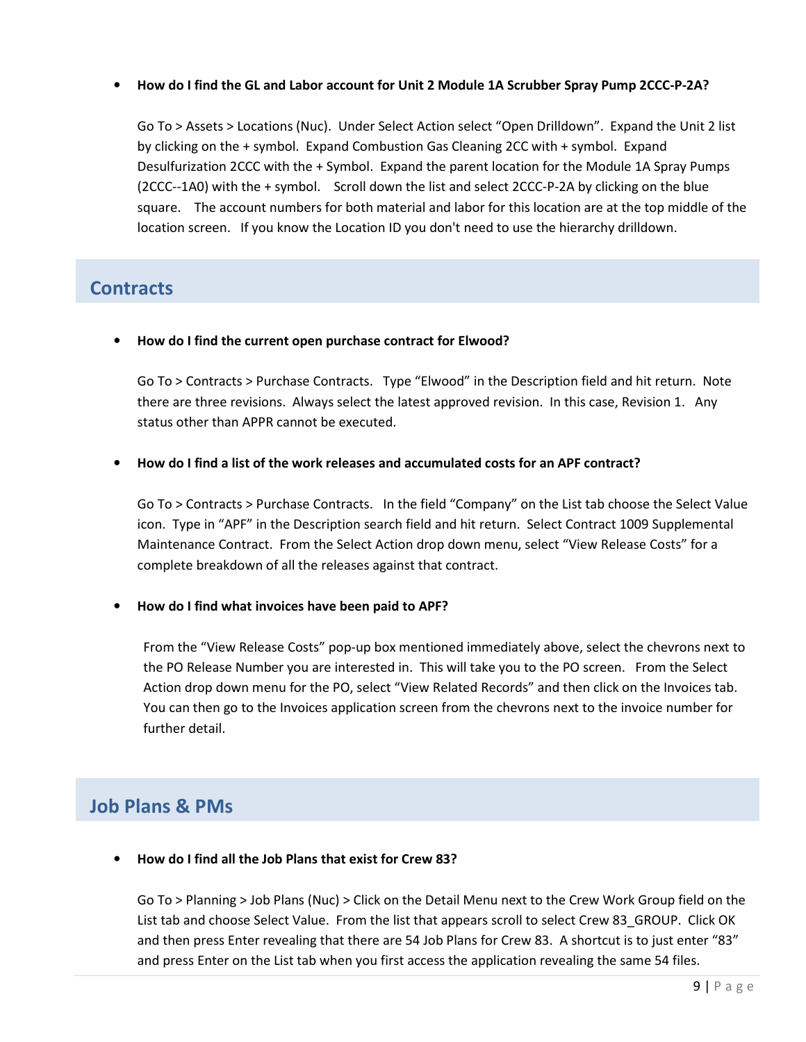- **How do I find the GL and Labor account for Unit 2 Module 1A Scrubber Spray Pump 2CCC-P-2A?**

  Go To > Assets > Locations (Nuc). Under Select Action select "Open Drilldown". Expand the Unit 2 list by clicking on the + symbol. Expand Combustion Gas Cleaning 2CC with + symbol. Expand Desulfurization 2CCC with the + Symbol. Expand the parent location for the Module 1A Spray Pumps (2CCC--1A0) with the + symbol. Scroll down the list and select 2CCC-P-2A by clicking on the blue square. The account numbers for both material and labor for this location are at the top middle of the location screen. If you know the Location ID you don't need to use the hierarchy drilldown.

## Contracts

- **How do I find the current open purchase contract for Elwood?**

  Go To > Contracts > Purchase Contracts. Type "Elwood" in the Description field and hit return. Note there are three revisions. Always select the latest approved revision. In this case, Revision 1. Any status other than APPR cannot be executed.

- **How do I find a list of the work releases and accumulated costs for an APF contract?**

  Go To > Contracts > Purchase Contracts. In the field "Company" on the List tab choose the Select Value icon. Type in "APF" in the Description search field and hit return. Select Contract 1009 Supplemental Maintenance Contract. From the Select Action drop down menu, select "View Release Costs" for a complete breakdown of all the releases against that contract.

- **How do I find what invoices have been paid to APF?**

  From the "View Release Costs" pop-up box mentioned immediately above, select the chevrons next to the PO Release Number you are interested in. This will take you to the PO screen. From the Select Action drop down menu for the PO, select "View Related Records" and then click on the Invoices tab. You can then go to the Invoices application screen from the chevrons next to the invoice number for further detail.

## Job Plans & PMs

- **How do I find all the Job Plans that exist for Crew 83?**

  Go To > Planning > Job Plans (Nuc) > Click on the Detail Menu next to the Crew Work Group field on the List tab and choose Select Value. From the list that appears scroll to select Crew 83_GROUP. Click OK and then press Enter revealing that there are 54 Job Plans for Crew 83. A shortcut is to just enter "83" and press Enter on the List tab when you first access the application revealing the same 54 files.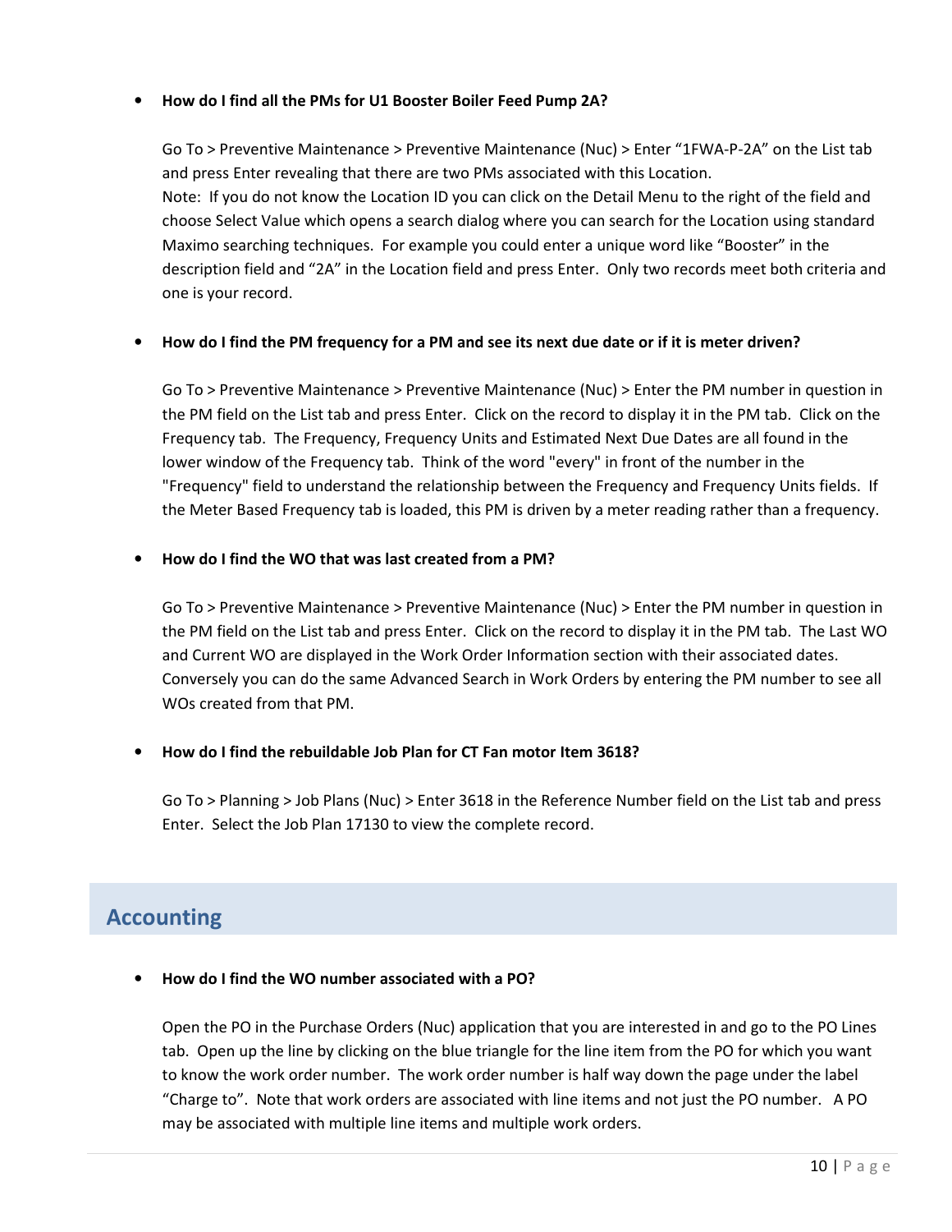- **How do I find all the PMs for U1 Booster Boiler Feed Pump 2A?**

  Go To > Preventive Maintenance > Preventive Maintenance (Nuc) > Enter "1FWA-P-2A" on the List tab and press Enter revealing that there are two PMs associated with this Location.
  Note: If you do not know the Location ID you can click on the Detail Menu to the right of the field and choose Select Value which opens a search dialog where you can search for the Location using standard Maximo searching techniques. For example you could enter a unique word like "Booster" in the description field and "2A" in the Location field and press Enter. Only two records meet both criteria and one is your record.

- **How do I find the PM frequency for a PM and see its next due date or if it is meter driven?**

  Go To > Preventive Maintenance > Preventive Maintenance (Nuc) > Enter the PM number in question in the PM field on the List tab and press Enter. Click on the record to display it in the PM tab. Click on the Frequency tab. The Frequency, Frequency Units and Estimated Next Due Dates are all found in the lower window of the Frequency tab. Think of the word "every" in front of the number in the "Frequency" field to understand the relationship between the Frequency and Frequency Units fields. If the Meter Based Frequency tab is loaded, this PM is driven by a meter reading rather than a frequency.

- **How do I find the WO that was last created from a PM?**

  Go To > Preventive Maintenance > Preventive Maintenance (Nuc) > Enter the PM number in question in the PM field on the List tab and press Enter. Click on the record to display it in the PM tab. The Last WO and Current WO are displayed in the Work Order Information section with their associated dates. Conversely you can do the same Advanced Search in Work Orders by entering the PM number to see all WOs created from that PM.

- **How do I find the rebuildable Job Plan for CT Fan motor Item 3618?**

  Go To > Planning > Job Plans (Nuc) > Enter 3618 in the Reference Number field on the List tab and press Enter. Select the Job Plan 17130 to view the complete record.

## Accounting

- **How do I find the WO number associated with a PO?**

  Open the PO in the Purchase Orders (Nuc) application that you are interested in and go to the PO Lines tab. Open up the line by clicking on the blue triangle for the line item from the PO for which you want to know the work order number. The work order number is half way down the page under the label "Charge to". Note that work orders are associated with line items and not just the PO number. A PO may be associated with multiple line items and multiple work orders.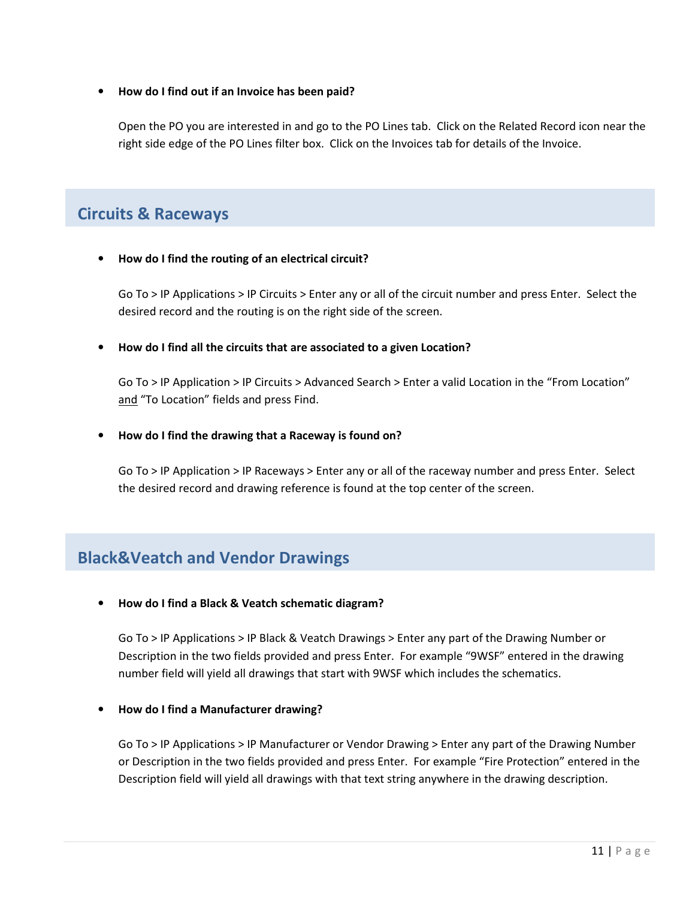- **How do I find out if an Invoice has been paid?**

  Open the PO you are interested in and go to the PO Lines tab. Click on the Related Record icon near the right side edge of the PO Lines filter box. Click on the Invoices tab for details of the Invoice.

## Circuits & Raceways

- **How do I find the routing of an electrical circuit?**

  Go To > IP Applications > IP Circuits > Enter any or all of the circuit number and press Enter. Select the desired record and the routing is on the right side of the screen.

- **How do I find all the circuits that are associated to a given Location?**

  Go To > IP Application > IP Circuits > Advanced Search > Enter a valid Location in the "From Location" <u>and</u> "To Location" fields and press Find.

- **How do I find the drawing that a Raceway is found on?**

  Go To > IP Application > IP Raceways > Enter any or all of the raceway number and press Enter. Select the desired record and drawing reference is found at the top center of the screen.

## Black&Veatch and Vendor Drawings

- **How do I find a Black & Veatch schematic diagram?**

  Go To > IP Applications > IP Black & Veatch Drawings > Enter any part of the Drawing Number or Description in the two fields provided and press Enter. For example "9WSF" entered in the drawing number field will yield all drawings that start with 9WSF which includes the schematics.

- **How do I find a Manufacturer drawing?**

  Go To > IP Applications > IP Manufacturer or Vendor Drawing > Enter any part of the Drawing Number or Description in the two fields provided and press Enter. For example "Fire Protection" entered in the Description field will yield all drawings with that text string anywhere in the drawing description.